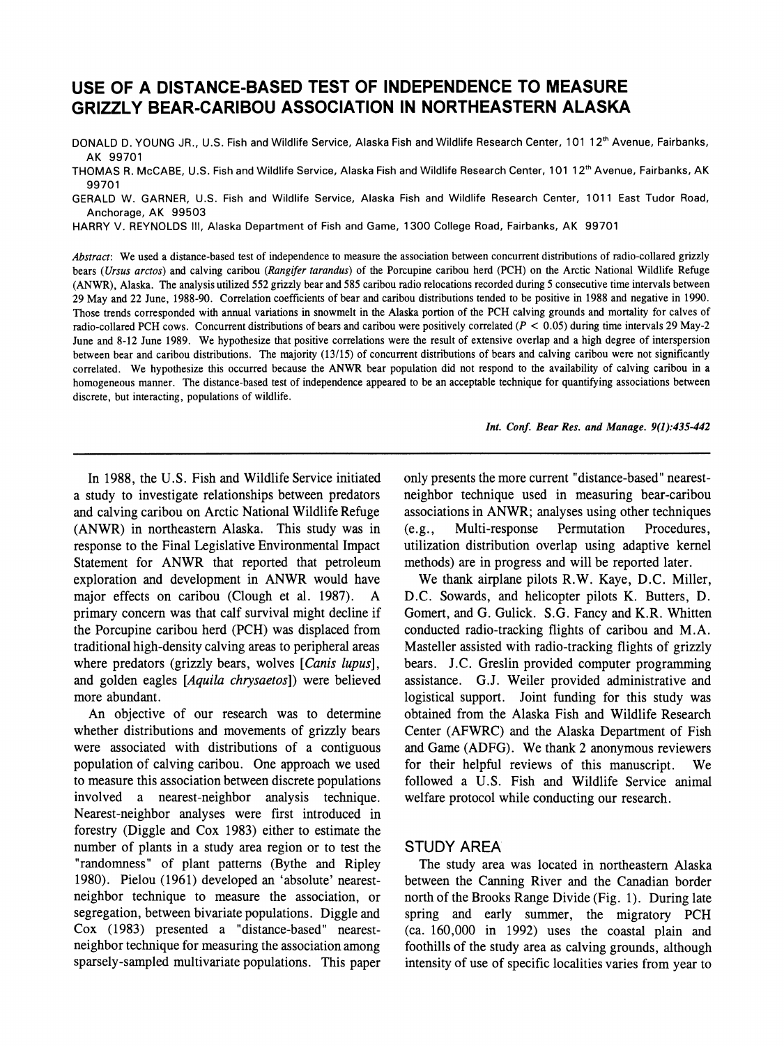# USE OF A DISTANCE-BASED TEST OF INDEPENDENCE TO MEASURE GRIZZLY BEAR-CARIBOU ASSOCIATION IN NORTHEASTERN ALASKA

DONALD D. YOUNG JR., U.S. Fish and Wildlife Service, Alaska Fish and Wildlife Research Center, 101 12th Avenue, Fairbanks, AK 99701

THOMAS R. McCABE, U.S. Fish and Wildlife Service, Alaska Fish and Wildlife Research Center, 101 12th Avenue, Fairbanks, AK 99701

GERALD W. GARNER, U.S. Fish and Wildlife Service, Alaska Fish and Wildlife Research Center, 1011 East Tudor Road, Anchorage, AK 99503

HARRY V. REYNOLDS III, Alaska Department of Fish and Game, 1300 College Road, Fairbanks, AK 99701

*Abstract*: We used a distance-based test of independence to measure the association between concurrent distributions of radio-collared grizzly bears (*Ursus arctos*) and calving caribou (*Rangifer tarandus*) of the Porcupine caribou herd (PCH) on the Arctic National Wildlife Refuge (ANWR), Alaska. The analysis utilized 552 grizzly bear and 585 caribou radio relocations recorded during 5 consecutive time intervals between 29 May and 22 June, 1988-90. Correlation coefficients of bear and caribou distributions tended to be positive in 1988 and negative in 1990. Those trends corresponded with annual variations in snowmelt in the Alaska portion of the PCH calving grounds and mortality for calves of radio-collared PCH cows. Concurrent distributions of bears and caribou were positively correlated ($P < 0.05$) during time intervals 29 May-2 June and 8-12 June 1989. We hypothesize that positive correlations were the result of extensive overlap and a high degree of interspersion between bear and caribou distributions. The majority (13/15) of concurrent distributions of bears and calving caribou were not significantly correlated. We hypothesize this occurred because the ANWR bear population did not respond to the availability of calving caribou in a homogeneous manner. The distance-based test of independence appeared to be an acceptable technique for quantifying associations between discrete, but interacting, populations of wildlife.

In 1988, the U.S. Fish and Wildlife Service initiated a study to investigate relationships between predators and calving caribou on Arctic National Wildlife Refuge (ANWR) in northeastern Alaska. This study was in response to the Final Legislative Environmental Impact Statement for ANWR that reported that petroleum exploration and development in ANWR would have major effects on caribou (Clough et al. 1987). A primary concern was that calf survival might decline if the Porcupine caribou herd (PCH) was displaced from traditional high-density calving areas to peripheral areas where predators (grizzly bears, wolves [*Canis lupus*], and golden eagles [*Aquila chrysaetos*]) were believed more abundant.

An objective of our research was to determine whether distributions and movements of grizzly bears were associated with distributions of a contiguous population of calving caribou. One approach we used to measure this association between discrete populations involved a nearest-neighbor analysis technique. Nearest-neighbor analyses were first introduced in forestry (Diggle and Cox 1983) either to estimate the number of plants in a study area region or to test the "randomness" of plant patterns (Bythe and Ripley 1980). Pielou (1961) developed an 'absolute' nearest-neighbor technique to measure the association, or segregation, between bivariate populations. Diggle and Cox (1983) presented a "distance-based" nearest-neighbor technique for measuring the association among sparsely-sampled multivariate populations. This paper only presents the more current "distance-based" nearest-neighbor technique used in measuring bear-caribou associations in ANWR; analyses using other techniques (e.g., Multi-response Permutation Procedures, utilization distribution overlap using adaptive kernel methods) are in progress and will be reported later.

We thank airplane pilots R.W. Kaye, D.C. Miller, D.C. Sowards, and helicopter pilots K. Butters, D. Gomert, and G. Gulick. S.G. Fancy and K.R. Whitten conducted radio-tracking flights of caribou and M.A. Masteller assisted with radio-tracking flights of grizzly bears. J.C. Greslin provided computer programming assistance. G.J. Weiler provided administrative and logistical support. Joint funding for this study was obtained from the Alaska Fish and Wildlife Research Center (AFWRC) and the Alaska Department of Fish and Game (ADFG). We thank 2 anonymous reviewers for their helpful reviews of this manuscript. We followed a U.S. Fish and Wildlife Service animal welfare protocol while conducting our research.

## STUDY AREA

The study area was located in northeastern Alaska between the Canning River and the Canadian border north of the Brooks Range Divide (Fig. 1). During late spring and early summer, the migratory PCH (ca. 160,000 in 1992) uses the coastal plain and foothills of the study area as calving grounds, although intensity of use of specific localities varies from year to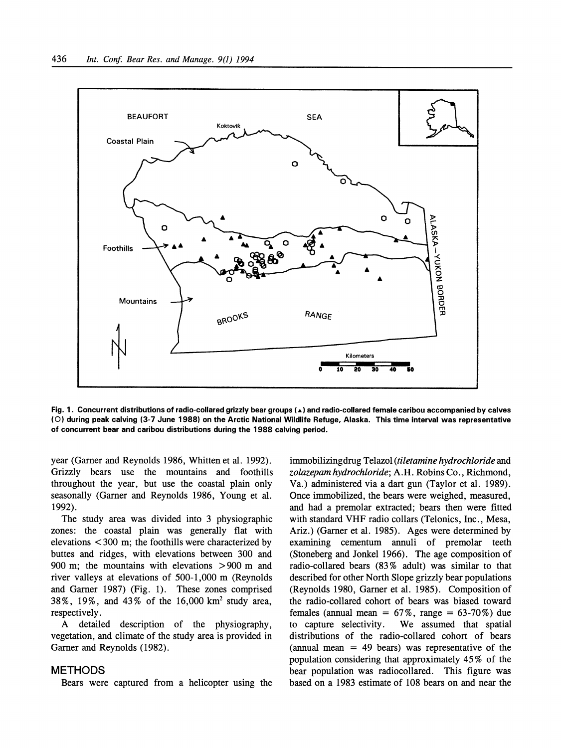Fig. 1. Concurrent distributions of radio-collared grizzly bear groups (▲) and radio-collared female caribou accompanied by calves (O) during peak calving (3-7 June 1988) on the Arctic National Wildlife Refuge, Alaska. This time interval was representative of concurrent bear and caribou distributions during the 1988 calving period.

year (Garner and Reynolds 1986, Whitten et al. 1992). Grizzly bears use the mountains and foothills throughout the year, but use the coastal plain only seasonally (Garner and Reynolds 1986, Young et al. 1992).

The study area was divided into 3 physiographic zones: the coastal plain was generally flat with elevations <300 m; the foothills were characterized by buttes and ridges, with elevations between 300 and 900 m; the mountains with elevations >900 m and river valleys at elevations of 500-1,000 m (Reynolds and Garner 1987) (Fig. 1). These zones comprised 38%, 19%, and 43% of the 16,000 $km^2$ study area, respectively.

A detailed description of the physiography, vegetation, and climate of the study area is provided in Garner and Reynolds (1982).

## METHODS

Bears were captured from a helicopter using the immobilizing drug Telazol (*tiletamine hydrochloride* and *zolazepam hydrochloride*; A.H. Robins Co., Richmond, Va.) administered via a dart gun (Taylor et al. 1989). Once immobilized, the bears were weighed, measured, and had a premolar extracted; bears then were fitted with standard VHF radio collars (Telonics, Inc., Mesa, Ariz.) (Garner et al. 1985). Ages were determined by examining cementum annuli of premolar teeth (Stoneberg and Jonkel 1966). The age composition of radio-collared bears (83% adult) was similar to that described for other North Slope grizzly bear populations (Reynolds 1980, Garner et al. 1985). Composition of the radio-collared cohort of bears was biased toward females (annual mean = 67%, range = 63-70%) due to capture selectivity. We assumed that spatial distributions of the radio-collared cohort of bears (annual mean = 49 bears) was representative of the population considering that approximately 45% of the bear population was radiocollared. This figure was based on a 1983 estimate of 108 bears on and near the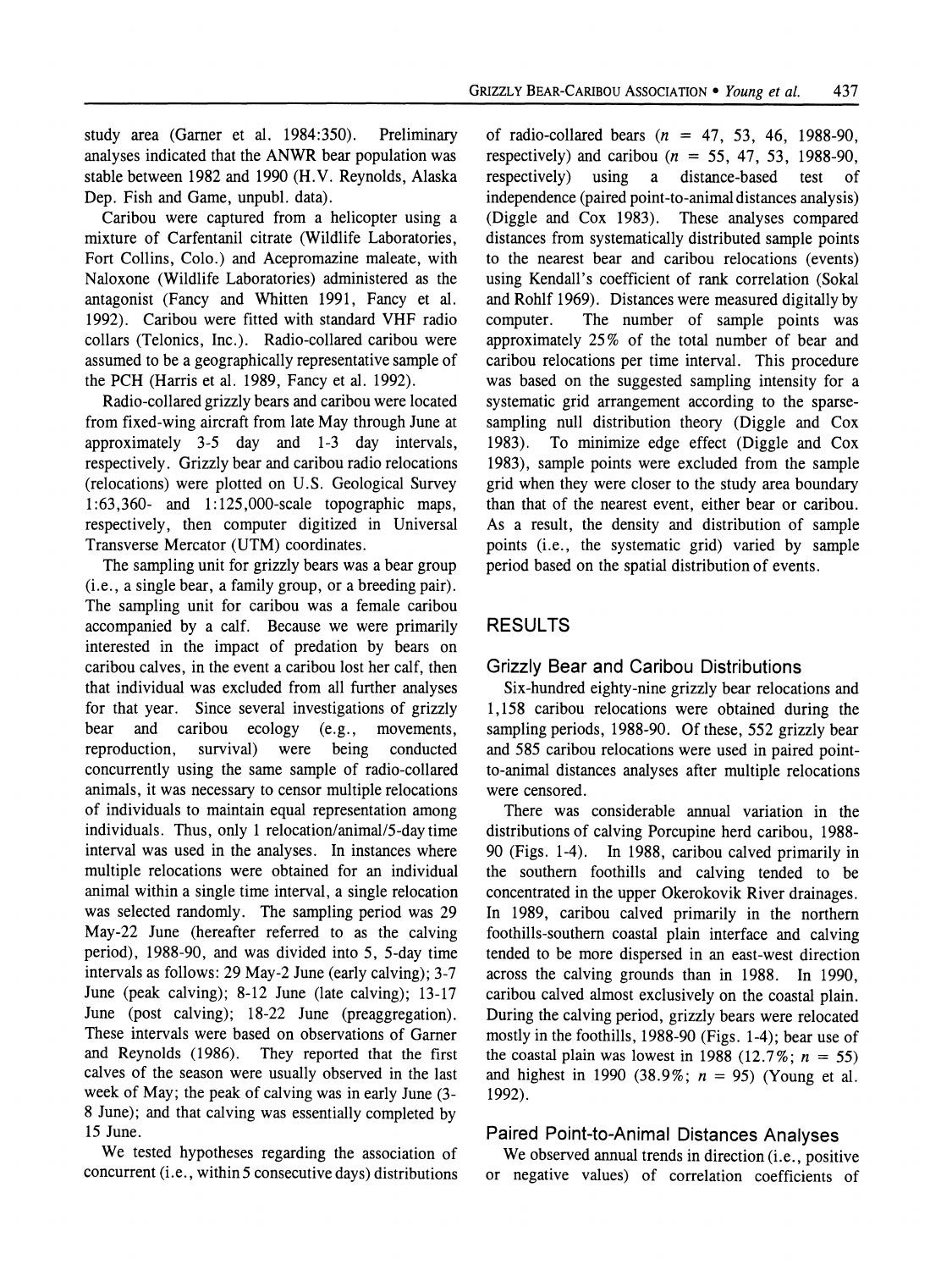study area (Garner et al. 1984:350). Preliminary analyses indicated that the ANWR bear population was stable between 1982 and 1990 (H.V. Reynolds, Alaska Dep. Fish and Game, unpubl. data).

Caribou were captured from a helicopter using a mixture of Carfentanil citrate (Wildlife Laboratories, Fort Collins, Colo.) and Acepromazine maleate, with Naloxone (Wildlife Laboratories) administered as the antagonist (Fancy and Whitten 1991, Fancy et al. 1992). Caribou were fitted with standard VHF radio collars (Telonics, Inc.). Radio-collared caribou were assumed to be a geographically representative sample of the PCH (Harris et al. 1989, Fancy et al. 1992).

Radio-collared grizzly bears and caribou were located from fixed-wing aircraft from late May through June at approximately 3-5 day and 1-3 day intervals, respectively. Grizzly bear and caribou radio relocations (relocations) were plotted on U.S. Geological Survey 1:63,360- and 1:125,000-scale topographic maps, respectively, then computer digitized in Universal Transverse Mercator (UTM) coordinates.

The sampling unit for grizzly bears was a bear group (i.e., a single bear, a family group, or a breeding pair). The sampling unit for caribou was a female caribou accompanied by a calf. Because we were primarily interested in the impact of predation by bears on caribou calves, in the event a caribou lost her calf, then that individual was excluded from all further analyses for that year. Since several investigations of grizzly bear and caribou ecology (e.g., movements, reproduction, survival) were being conducted concurrently using the same sample of radio-collared animals, it was necessary to censor multiple relocations of individuals to maintain equal representation among individuals. Thus, only 1 relocation/animal/5-day time interval was used in the analyses. In instances where multiple relocations were obtained for an individual animal within a single time interval, a single relocation was selected randomly. The sampling period was 29 May-22 June (hereafter referred to as the calving period), 1988-90, and was divided into 5, 5-day time intervals as follows: 29 May-2 June (early calving); 3-7 June (peak calving); 8-12 June (late calving); 13-17 June (post calving); 18-22 June (preaggregation). These intervals were based on observations of Garner and Reynolds (1986). They reported that the first calves of the season were usually observed in the last week of May; the peak of calving was in early June (3-8 June); and that calving was essentially completed by 15 June.

We tested hypotheses regarding the association of concurrent (i.e., within 5 consecutive days) distributions of radio-collared bears ($n$ = 47, 53, 46, 1988-90, respectively) and caribou ($n$ = 55, 47, 53, 1988-90, respectively) using a distance-based test of independence (paired point-to-animal distances analysis) (Diggle and Cox 1983). These analyses compared distances from systematically distributed sample points to the nearest bear and caribou relocations (events) using Kendall's coefficient of rank correlation (Sokal and Rohlf 1969). Distances were measured digitally by computer. The number of sample points was approximately 25% of the total number of bear and caribou relocations per time interval. This procedure was based on the suggested sampling intensity for a systematic grid arrangement according to the sparse-sampling null distribution theory (Diggle and Cox 1983). To minimize edge effect (Diggle and Cox 1983), sample points were excluded from the sample grid when they were closer to the study area boundary than that of the nearest event, either bear or caribou. As a result, the density and distribution of sample points (i.e., the systematic grid) varied by sample period based on the spatial distribution of events.

## RESULTS

### Grizzly Bear and Caribou Distributions

Six-hundred eighty-nine grizzly bear relocations and 1,158 caribou relocations were obtained during the sampling periods, 1988-90. Of these, 552 grizzly bear and 585 caribou relocations were used in paired point-to-animal distances analyses after multiple relocations were censored.

There was considerable annual variation in the distributions of calving Porcupine herd caribou, 1988-90 (Figs. 1-4). In 1988, caribou calved primarily in the southern foothills and calving tended to be concentrated in the upper Okerokovik River drainages. In 1989, caribou calved primarily in the northern foothills-southern coastal plain interface and calving tended to be more dispersed in an east-west direction across the calving grounds than in 1988. In 1990, caribou calved almost exclusively on the coastal plain. During the calving period, grizzly bears were relocated mostly in the foothills, 1988-90 (Figs. 1-4); bear use of the coastal plain was lowest in 1988 (12.7%; $n$ = 55) and highest in 1990 (38.9%; $n$ = 95) (Young et al. 1992).

### Paired Point-to-Animal Distances Analyses

We observed annual trends in direction (i.e., positive or negative values) of correlation coefficients of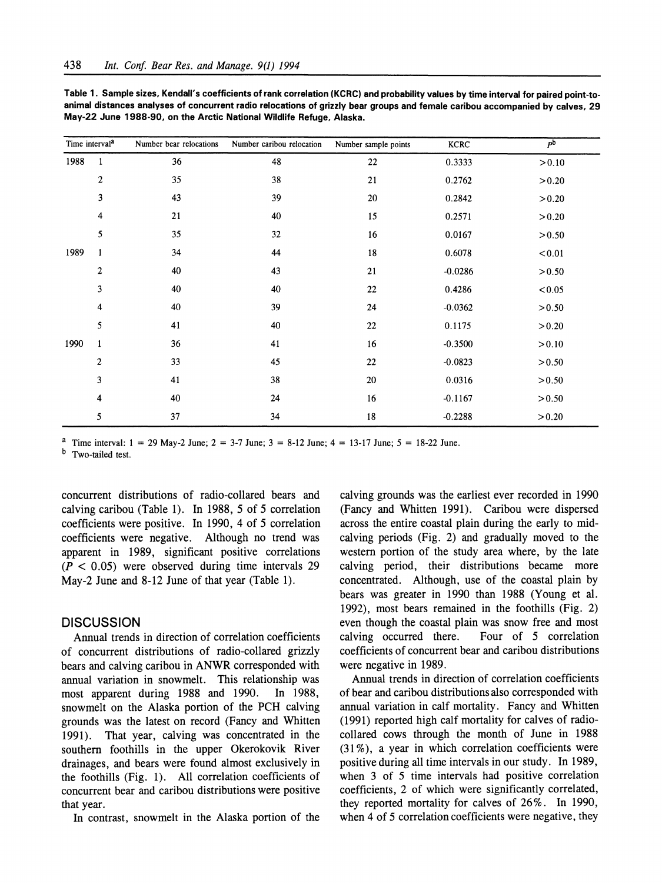**Table 1. Sample sizes, Kendall's coefficients of rank correlation (KCRC) and probability values by time interval for paired point-to-animal distances analyses of concurrent radio relocations of grizzly bear groups and female caribou accompanied by calves, 29 May-22 June 1988-90, on the Arctic National Wildlife Refuge, Alaska.**

| Time interval[a] | | Number bear relocations | Number caribou relocation | Number sample points | KCRC | $P$[b] |
|---|---|---|---|---|---|---|
| 1988 | 1 | 36 | 48 | 22 | 0.3333 | >0.10 |
| | 2 | 35 | 38 | 21 | 0.2762 | >0.20 |
| | 3 | 43 | 39 | 20 | 0.2842 | >0.20 |
| | 4 | 21 | 40 | 15 | 0.2571 | >0.20 |
| | 5 | 35 | 32 | 16 | 0.0167 | >0.50 |
| 1989 | 1 | 34 | 44 | 18 | 0.6078 | <0.01 |
| | 2 | 40 | 43 | 21 | -0.0286 | >0.50 |
| | 3 | 40 | 40 | 22 | 0.4286 | <0.05 |
| | 4 | 40 | 39 | 24 | -0.0362 | >0.50 |
| | 5 | 41 | 40 | 22 | 0.1175 | >0.20 |
| 1990 | 1 | 36 | 41 | 16 | -0.3500 | >0.10 |
| | 2 | 33 | 45 | 22 | -0.0823 | >0.50 |
| | 3 | 41 | 38 | 20 | 0.0316 | >0.50 |
| | 4 | 40 | 24 | 16 | -0.1167 | >0.50 |
| | 5 | 37 | 34 | 18 | -0.2288 | >0.20 |

[a] Time interval: 1 = 29 May-2 June; 2 = 3-7 June; 3 = 8-12 June; 4 = 13-17 June; 5 = 18-22 June.
[b] Two-tailed test.

concurrent distributions of radio-collared bears and calving caribou (Table 1). In 1988, 5 of 5 correlation coefficients were positive. In 1990, 4 of 5 correlation coefficients were negative. Although no trend was apparent in 1989, significant positive correlations ($P < 0.05$) were observed during time intervals 29 May-2 June and 8-12 June of that year (Table 1).

## DISCUSSION

Annual trends in direction of correlation coefficients of concurrent distributions of radio-collared grizzly bears and calving caribou in ANWR corresponded with annual variation in snowmelt. This relationship was most apparent during 1988 and 1990. In 1988, snowmelt on the Alaska portion of the PCH calving grounds was the latest on record (Fancy and Whitten 1991). That year, calving was concentrated in the southern foothills in the upper Okerokovik River drainages, and bears were found almost exclusively in the foothills (Fig. 1). All correlation coefficients of concurrent bear and caribou distributions were positive that year.

In contrast, snowmelt in the Alaska portion of the calving grounds was the earliest ever recorded in 1990 (Fancy and Whitten 1991). Caribou were dispersed across the entire coastal plain during the early to mid-calving periods (Fig. 2) and gradually moved to the western portion of the study area where, by the late calving period, their distributions became more concentrated. Although, use of the coastal plain by bears was greater in 1990 than 1988 (Young et al. 1992), most bears remained in the foothills (Fig. 2) even though the coastal plain was snow free and most calving occurred there. Four of 5 correlation coefficients of concurrent bear and caribou distributions were negative in 1989.

Annual trends in direction of correlation coefficients of bear and caribou distributions also corresponded with annual variation in calf mortality. Fancy and Whitten (1991) reported high calf mortality for calves of radio-collared cows through the month of June in 1988 (31%), a year in which correlation coefficients were positive during all time intervals in our study. In 1989, when 3 of 5 time intervals had positive correlation coefficients, 2 of which were significantly correlated, they reported mortality for calves of 26%. In 1990, when 4 of 5 correlation coefficients were negative, they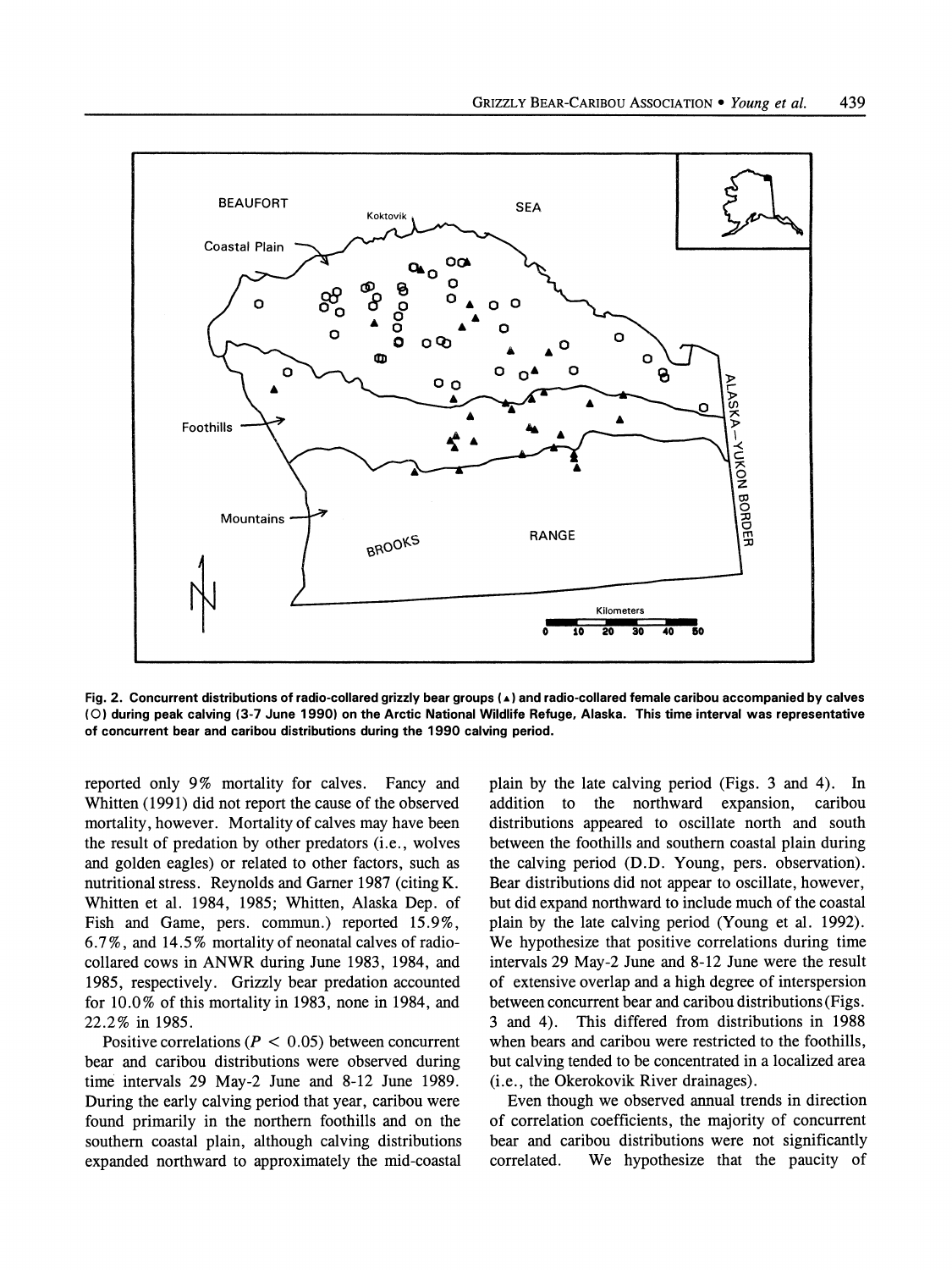Fig. 2. Concurrent distributions of radio-collared grizzly bear groups (▲) and radio-collared female caribou accompanied by calves (O) during peak calving (3-7 June 1990) on the Arctic National Wildlife Refuge, Alaska. This time interval was representative of concurrent bear and caribou distributions during the 1990 calving period.

reported only 9% mortality for calves. Fancy and Whitten (1991) did not report the cause of the observed mortality, however. Mortality of calves may have been the result of predation by other predators (i.e., wolves and golden eagles) or related to other factors, such as nutritional stress. Reynolds and Garner 1987 (citing K. Whitten et al. 1984, 1985; Whitten, Alaska Dep. of Fish and Game, pers. commun.) reported 15.9%, 6.7%, and 14.5% mortality of neonatal calves of radio-collared cows in ANWR during June 1983, 1984, and 1985, respectively. Grizzly bear predation accounted for 10.0% of this mortality in 1983, none in 1984, and 22.2% in 1985.

Positive correlations ($P < 0.05$) between concurrent bear and caribou distributions were observed during time intervals 29 May-2 June and 8-12 June 1989. During the early calving period that year, caribou were found primarily in the northern foothills and on the southern coastal plain, although calving distributions expanded northward to approximately the mid-coastal plain by the late calving period (Figs. 3 and 4). In addition to the northward expansion, caribou distributions appeared to oscillate north and south between the foothills and southern coastal plain during the calving period (D.D. Young, pers. observation). Bear distributions did not appear to oscillate, however, but did expand northward to include much of the coastal plain by the late calving period (Young et al. 1992). We hypothesize that positive correlations during time intervals 29 May-2 June and 8-12 June were the result of extensive overlap and a high degree of interspersion between concurrent bear and caribou distributions (Figs. 3 and 4). This differed from distributions in 1988 when bears and caribou were restricted to the foothills, but calving tended to be concentrated in a localized area (i.e., the Okerokovik River drainages).

Even though we observed annual trends in direction of correlation coefficients, the majority of concurrent bear and caribou distributions were not significantly correlated. We hypothesize that the paucity of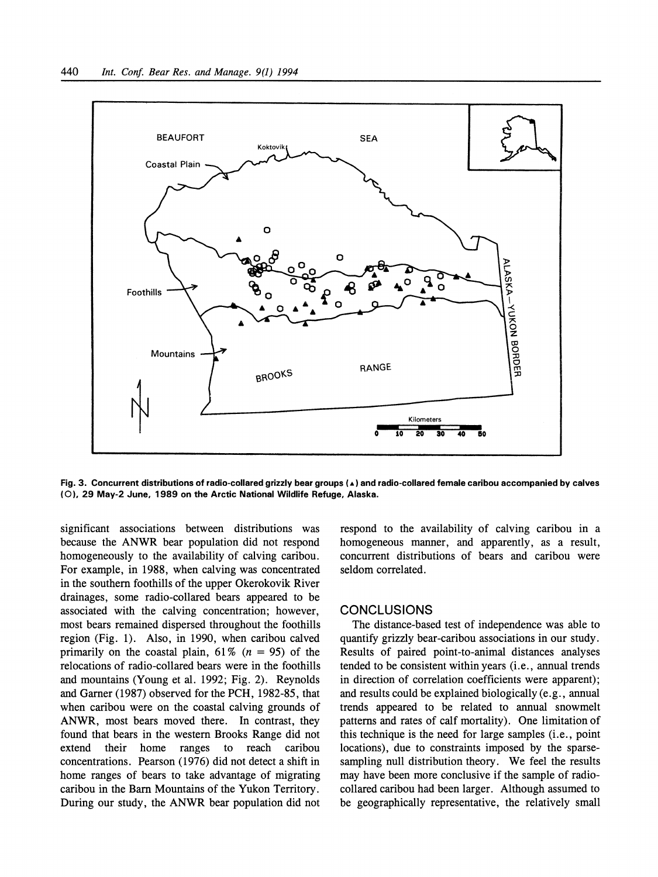Fig. 3. Concurrent distributions of radio-collared grizzly bear groups (▲) and radio-collared female caribou accompanied by calves (O), 29 May-2 June, 1989 on the Arctic National Wildlife Refuge, Alaska.

significant associations between distributions was because the ANWR bear population did not respond homogeneously to the availability of calving caribou. For example, in 1988, when calving was concentrated in the southern foothills of the upper Okerokovik River drainages, some radio-collared bears appeared to be associated with the calving concentration; however, most bears remained dispersed throughout the foothills region (Fig. 1). Also, in 1990, when caribou calved primarily on the coastal plain, 61% ($n = 95$) of the relocations of radio-collared bears were in the foothills and mountains (Young et al. 1992; Fig. 2). Reynolds and Garner (1987) observed for the PCH, 1982-85, that when caribou were on the coastal calving grounds of ANWR, most bears moved there. In contrast, they found that bears in the western Brooks Range did not extend their home ranges to reach caribou concentrations. Pearson (1976) did not detect a shift in home ranges of bears to take advantage of migrating caribou in the Barn Mountains of the Yukon Territory. During our study, the ANWR bear population did not respond to the availability of calving caribou in a homogeneous manner, and apparently, as a result, concurrent distributions of bears and caribou were seldom correlated.

## CONCLUSIONS

The distance-based test of independence was able to quantify grizzly bear-caribou associations in our study. Results of paired point-to-animal distances analyses tended to be consistent within years (i.e., annual trends in direction of correlation coefficients were apparent); and results could be explained biologically (e.g., annual trends appeared to be related to annual snowmelt patterns and rates of calf mortality). One limitation of this technique is the need for large samples (i.e., point locations), due to constraints imposed by the sparse-sampling null distribution theory. We feel the results may have been more conclusive if the sample of radio-collared caribou had been larger. Although assumed to be geographically representative, the relatively small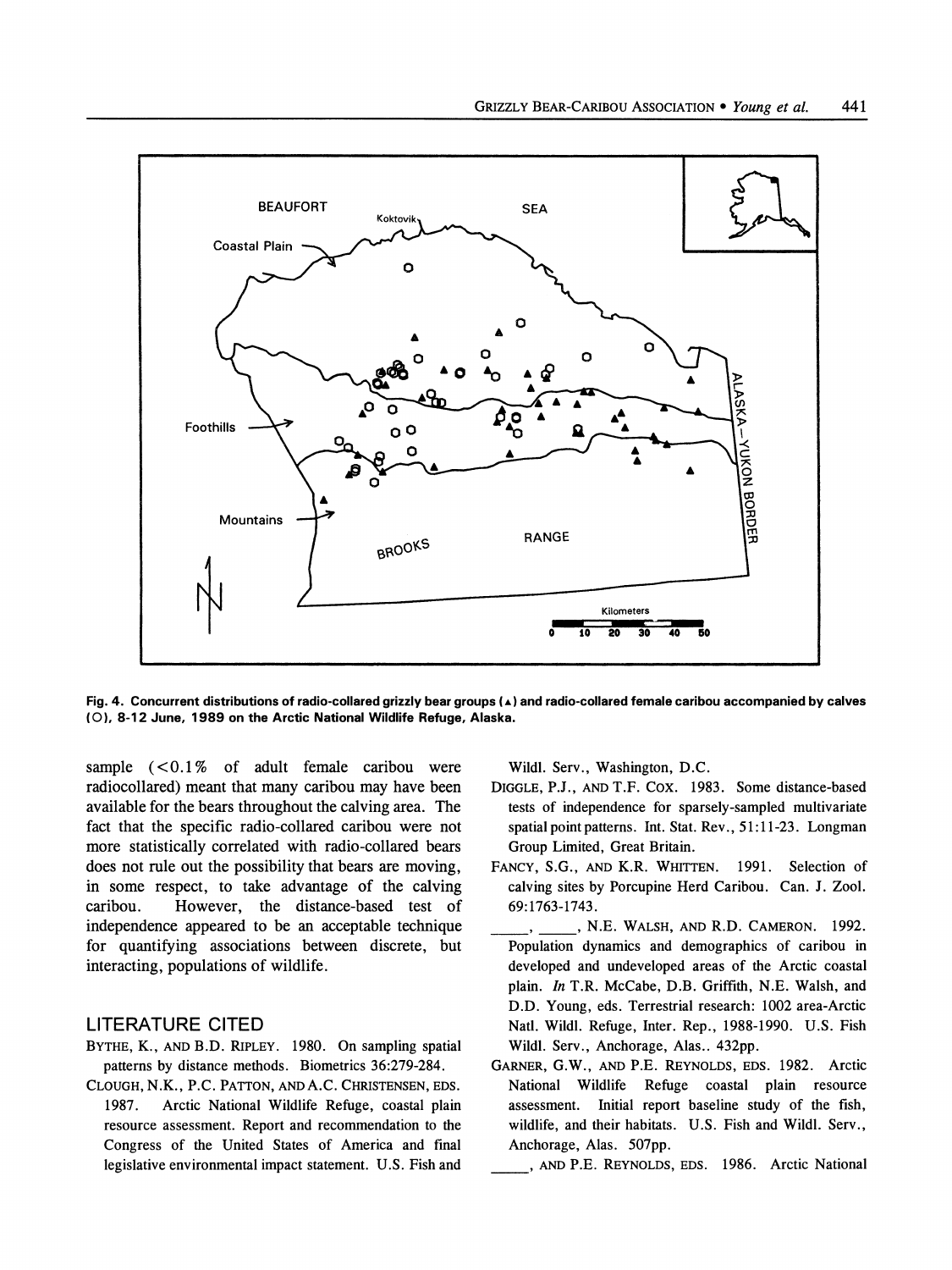Fig. 4. Concurrent distributions of radio-collared grizzly bear groups (▲) and radio-collared female caribou accompanied by calves (O), 8-12 June, 1989 on the Arctic National Wildlife Refuge, Alaska.

sample (<0.1% of adult female caribou were radiocollared) meant that many caribou may have been available for the bears throughout the calving area. The fact that the specific radio-collared caribou were not more statistically correlated with radio-collared bears does not rule out the possibility that bears are moving, in some respect, to take advantage of the calving caribou. However, the distance-based test of independence appeared to be an acceptable technique for quantifying associations between discrete, but interacting, populations of wildlife.

## LITERATURE CITED

BYTHE, K., AND B.D. RIPLEY. 1980. On sampling spatial patterns by distance methods. Biometrics 36:279-284.

CLOUGH, N.K., P.C. PATTON, AND A.C. CHRISTENSEN, EDS. 1987. Arctic National Wildlife Refuge, coastal plain resource assessment. Report and recommendation to the Congress of the United States of America and final legislative environmental impact statement. U.S. Fish and Wildl. Serv., Washington, D.C.

DIGGLE, P.J., AND T.F. COX. 1983. Some distance-based tests of independence for sparsely-sampled multivariate spatial point patterns. Int. Stat. Rev., 51:11-23. Longman Group Limited, Great Britain.

FANCY, S.G., AND K.R. WHITTEN. 1991. Selection of calving sites by Porcupine Herd Caribou. Can. J. Zool. 69:1763-1743.

____, ____, N.E. WALSH, AND R.D. CAMERON. 1992. Population dynamics and demographics of caribou in developed and undeveloped areas of the Arctic coastal plain. *In* T.R. McCabe, D.B. Griffith, N.E. Walsh, and D.D. Young, eds. Terrestrial research: 1002 area-Arctic Natl. Wildl. Refuge, Inter. Rep., 1988-1990. U.S. Fish Wildl. Serv., Anchorage, Alas.. 432pp.

GARNER, G.W., AND P.E. REYNOLDS, EDS. 1982. Arctic National Wildlife Refuge coastal plain resource assessment. Initial report baseline study of the fish, wildlife, and their habitats. U.S. Fish and Wildl. Serv., Anchorage, Alas. 507pp.

____, AND P.E. REYNOLDS, EDS. 1986. Arctic National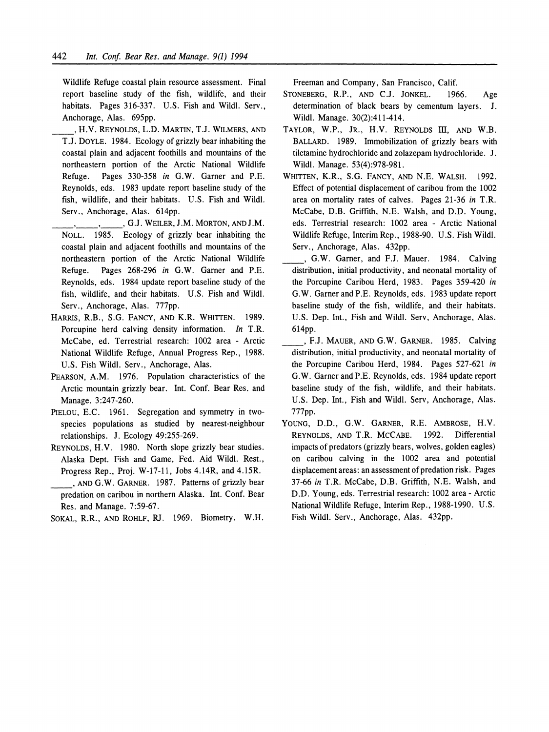Wildlife Refuge coastal plain resource assessment. Final report baseline study of the fish, wildlife, and their habitats. Pages 316-337. U.S. Fish and Wildl. Serv., Anchorage, Alas. 695pp.

\_\_\_\_, H.V. REYNOLDS, L.D. MARTIN, T.J. WILMERS, AND T.J. DOYLE. 1984. Ecology of grizzly bear inhabiting the coastal plain and adjacent foothills and mountains of the northeastern portion of the Arctic National Wildlife Refuge. Pages 330-358 *in* G.W. Garner and P.E. Reynolds, eds. 1983 update report baseline study of the fish, wildlife, and their habitats. U.S. Fish and Wildl. Serv., Anchorage, Alas. 614pp.

\_\_\_\_, \_\_\_\_, \_\_\_\_, G.J. WEILER, J.M. MORTON, AND J.M. NOLL. 1985. Ecology of grizzly bear inhabiting the coastal plain and adjacent foothills and mountains of the northeastern portion of the Arctic National Wildlife Refuge. Pages 268-296 *in* G.W. Garner and P.E. Reynolds, eds. 1984 update report baseline study of the fish, wildlife, and their habitats. U.S. Fish and Wildl. Serv., Anchorage, Alas. 777pp.

HARRIS, R.B., S.G. FANCY, AND K.R. WHITTEN. 1989. Porcupine herd calving density information. *In* T.R. McCabe, ed. Terrestrial research: 1002 area - Arctic National Wildlife Refuge, Annual Progress Rep., 1988. U.S. Fish Wildl. Serv., Anchorage, Alas.

PEARSON, A.M. 1976. Population characteristics of the Arctic mountain grizzly bear. Int. Conf. Bear Res. and Manage. 3:247-260.

PIELOU, E.C. 1961. Segregation and symmetry in two-species populations as studied by nearest-neighbour relationships. J. Ecology 49:255-269.

REYNOLDS, H.V. 1980. North slope grizzly bear studies. Alaska Dept. Fish and Game, Fed. Aid Wildl. Rest., Progress Rep., Proj. W-17-11, Jobs 4.14R, and 4.15R.

\_\_\_\_, AND G.W. GARNER. 1987. Patterns of grizzly bear predation on caribou in northern Alaska. Int. Conf. Bear Res. and Manage. 7:59-67.

SOKAL, R.R., AND ROHLF, RJ. 1969. Biometry. W.H. Freeman and Company, San Francisco, Calif.

STONEBERG, R.P., AND C.J. JONKEL. 1966. Age determination of black bears by cementum layers. J. Wildl. Manage. 30(2):411-414.

TAYLOR, W.P., JR., H.V. REYNOLDS III, AND W.B. BALLARD. 1989. Immobilization of grizzly bears with tiletamine hydrochloride and zolazepam hydrochloride. J. Wildl. Manage. 53(4):978-981.

WHITTEN, K.R., S.G. FANCY, AND N.E. WALSH. 1992. Effect of potential displacement of caribou from the 1002 area on mortality rates of calves. Pages 21-36 *in* T.R. McCabe, D.B. Griffith, N.E. Walsh, and D.D. Young, eds. Terrestrial research: 1002 area - Arctic National Wildlife Refuge, Interim Rep., 1988-90. U.S. Fish Wildl. Serv., Anchorage, Alas. 432pp.

\_\_\_\_, G.W. Garner, and F.J. Mauer. 1984. Calving distribution, initial productivity, and neonatal mortality of the Porcupine Caribou Herd, 1983. Pages 359-420 *in* G.W. Garner and P.E. Reynolds, eds. 1983 update report baseline study of the fish, wildlife, and their habitats. U.S. Dep. Int., Fish and Wildl. Serv, Anchorage, Alas. 614pp.

\_\_\_\_, F.J. MAUER, AND G.W. GARNER. 1985. Calving distribution, initial productivity, and neonatal mortality of the Porcupine Caribou Herd, 1984. Pages 527-621 *in* G.W. Garner and P.E. Reynolds, eds. 1984 update report baseline study of the fish, wildlife, and their habitats. U.S. Dep. Int., Fish and Wildl. Serv, Anchorage, Alas. 777pp.

YOUNG, D.D., G.W. GARNER, R.E. AMBROSE, H.V. REYNOLDS, AND T.R. MCCABE. 1992. Differential impacts of predators (grizzly bears, wolves, golden eagles) on caribou calving in the 1002 area and potential displacement areas: an assessment of predation risk. Pages 37-66 *in* T.R. McCabe, D.B. Griffith, N.E. Walsh, and D.D. Young, eds. Terrestrial research: 1002 area - Arctic National Wildlife Refuge, Interim Rep., 1988-1990. U.S. Fish Wildl. Serv., Anchorage, Alas. 432pp.